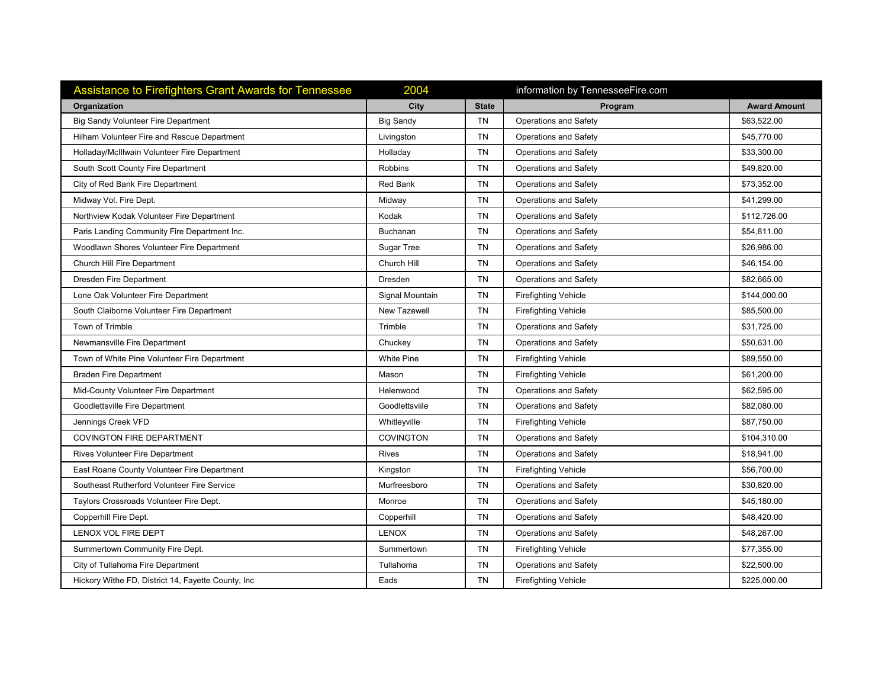| Assistance to Firefighters Grant Awards for Tennessee | 2004 | | information by TennesseeFire.com | |
|---|---|---|---|---|
| **Organization** | **City** | **State** | **Program** | **Award Amount** |
| Big Sandy Volunteer Fire Department | Big Sandy | TN | Operations and Safety | $63,522.00 |
| Hilham Volunteer Fire and Rescue Department | Livingston | TN | Operations and Safety | $45,770.00 |
| Holladay/McIllwain Volunteer Fire Department | Holladay | TN | Operations and Safety | $33,300.00 |
| South Scott County Fire Department | Robbins | TN | Operations and Safety | $49,820.00 |
| City of Red Bank Fire Department | Red Bank | TN | Operations and Safety | $73,352.00 |
| Midway Vol. Fire Dept. | Midway | TN | Operations and Safety | $41,299.00 |
| Northview Kodak Volunteer Fire Department | Kodak | TN | Operations and Safety | $112,726.00 |
| Paris Landing Community Fire Department Inc. | Buchanan | TN | Operations and Safety | $54,811.00 |
| Woodlawn Shores Volunteer Fire Department | Sugar Tree | TN | Operations and Safety | $26,986.00 |
| Church Hill Fire Department | Church Hill | TN | Operations and Safety | $46,154.00 |
| Dresden Fire Department | Dresden | TN | Operations and Safety | $82,665.00 |
| Lone Oak Volunteer Fire Department | Signal Mountain | TN | Firefighting Vehicle | $144,000.00 |
| South Claiborne Volunteer Fire Department | New Tazewell | TN | Firefighting Vehicle | $85,500.00 |
| Town of Trimble | Trimble | TN | Operations and Safety | $31,725.00 |
| Newmansville Fire Department | Chuckey | TN | Operations and Safety | $50,631.00 |
| Town of White Pine Volunteer Fire Department | White Pine | TN | Firefighting Vehicle | $89,550.00 |
| Braden Fire Department | Mason | TN | Firefighting Vehicle | $61,200.00 |
| Mid-County Volunteer Fire Department | Helenwood | TN | Operations and Safety | $62,595.00 |
| Goodlettsville Fire Department | Goodlettsviile | TN | Operations and Safety | $82,080.00 |
| Jennings Creek VFD | Whitleyville | TN | Firefighting Vehicle | $87,750.00 |
| COVINGTON FIRE DEPARTMENT | COVINGTON | TN | Operations and Safety | $104,310.00 |
| Rives Volunteer Fire Department | Rives | TN | Operations and Safety | $18,941.00 |
| East Roane County Volunteer Fire Department | Kingston | TN | Firefighting Vehicle | $56,700.00 |
| Southeast Rutherford Volunteer Fire Service | Murfreesboro | TN | Operations and Safety | $30,820.00 |
| Taylors Crossroads Volunteer Fire Dept. | Monroe | TN | Operations and Safety | $45,180.00 |
| Copperhill Fire Dept. | Copperhill | TN | Operations and Safety | $48,420.00 |
| LENOX VOL FIRE DEPT | LENOX | TN | Operations and Safety | $48,267.00 |
| Summertown Community Fire Dept. | Summertown | TN | Firefighting Vehicle | $77,355.00 |
| City of Tullahoma Fire Department | Tullahoma | TN | Operations and Safety | $22,500.00 |
| Hickory Withe FD, District 14, Fayette County, Inc | Eads | TN | Firefighting Vehicle | $225,000.00 |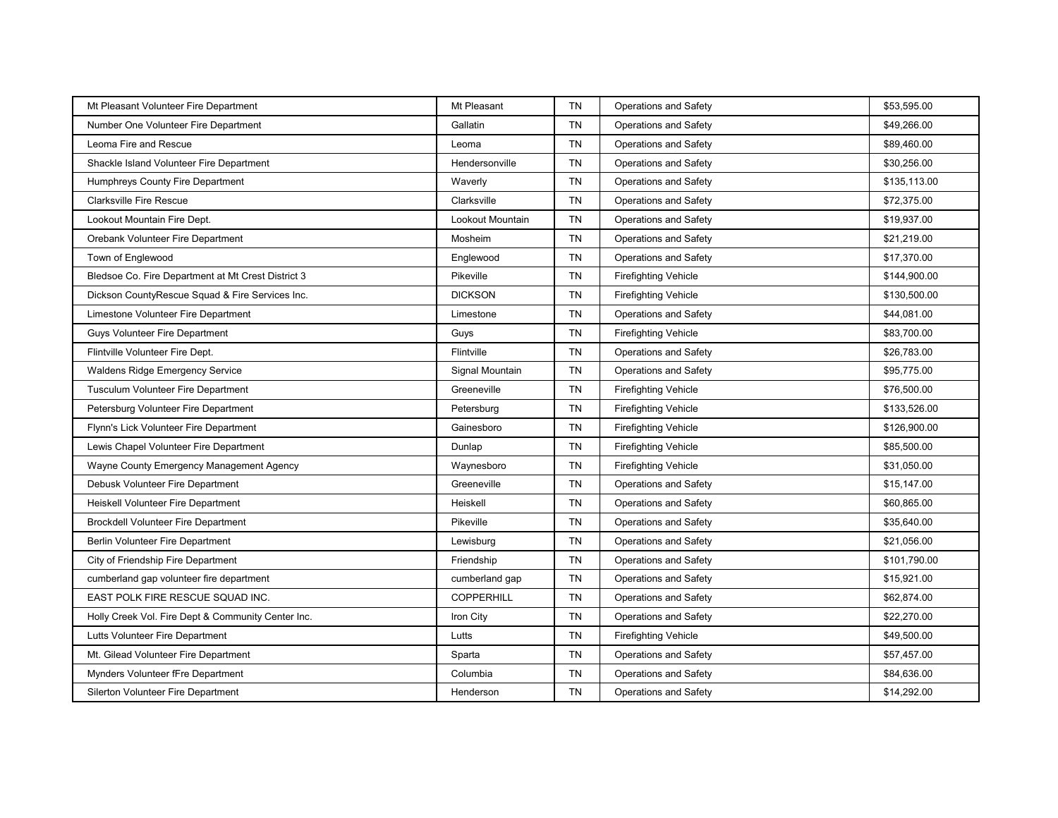| | | | | |
|---|---|---|---|---|
| Mt Pleasant Volunteer Fire Department | Mt Pleasant | TN | Operations and Safety | $53,595.00 |
| Number One Volunteer Fire Department | Gallatin | TN | Operations and Safety | $49,266.00 |
| Leoma Fire and Rescue | Leoma | TN | Operations and Safety | $89,460.00 |
| Shackle Island Volunteer Fire Department | Hendersonville | TN | Operations and Safety | $30,256.00 |
| Humphreys County Fire Department | Waverly | TN | Operations and Safety | $135,113.00 |
| Clarksville Fire Rescue | Clarksville | TN | Operations and Safety | $72,375.00 |
| Lookout Mountain Fire Dept. | Lookout Mountain | TN | Operations and Safety | $19,937.00 |
| Orebank Volunteer Fire Department | Mosheim | TN | Operations and Safety | $21,219.00 |
| Town of Englewood | Englewood | TN | Operations and Safety | $17,370.00 |
| Bledsoe Co. Fire Department at Mt Crest District 3 | Pikeville | TN | Firefighting Vehicle | $144,900.00 |
| Dickson CountyRescue Squad & Fire Services Inc. | DICKSON | TN | Firefighting Vehicle | $130,500.00 |
| Limestone Volunteer Fire Department | Limestone | TN | Operations and Safety | $44,081.00 |
| Guys Volunteer Fire Department | Guys | TN | Firefighting Vehicle | $83,700.00 |
| Flintville Volunteer Fire Dept. | Flintville | TN | Operations and Safety | $26,783.00 |
| Waldens Ridge Emergency Service | Signal Mountain | TN | Operations and Safety | $95,775.00 |
| Tusculum Volunteer Fire Department | Greeneville | TN | Firefighting Vehicle | $76,500.00 |
| Petersburg Volunteer Fire Department | Petersburg | TN | Firefighting Vehicle | $133,526.00 |
| Flynn's Lick Volunteer Fire Department | Gainesboro | TN | Firefighting Vehicle | $126,900.00 |
| Lewis Chapel Volunteer Fire Department | Dunlap | TN | Firefighting Vehicle | $85,500.00 |
| Wayne County Emergency Management Agency | Waynesboro | TN | Firefighting Vehicle | $31,050.00 |
| Debusk Volunteer Fire Department | Greeneville | TN | Operations and Safety | $15,147.00 |
| Heiskell Volunteer Fire Department | Heiskell | TN | Operations and Safety | $60,865.00 |
| Brockdell Volunteer Fire Department | Pikeville | TN | Operations and Safety | $35,640.00 |
| Berlin Volunteer Fire Department | Lewisburg | TN | Operations and Safety | $21,056.00 |
| City of Friendship Fire Department | Friendship | TN | Operations and Safety | $101,790.00 |
| cumberland gap volunteer fire department | cumberland gap | TN | Operations and Safety | $15,921.00 |
| EAST POLK FIRE RESCUE SQUAD INC. | COPPERHILL | TN | Operations and Safety | $62,874.00 |
| Holly Creek Vol. Fire Dept & Community Center Inc. | Iron City | TN | Operations and Safety | $22,270.00 |
| Lutts Volunteer Fire Department | Lutts | TN | Firefighting Vehicle | $49,500.00 |
| Mt. Gilead Volunteer Fire Department | Sparta | TN | Operations and Safety | $57,457.00 |
| Mynders Volunteer fFre Department | Columbia | TN | Operations and Safety | $84,636.00 |
| Silerton Volunteer Fire Department | Henderson | TN | Operations and Safety | $14,292.00 |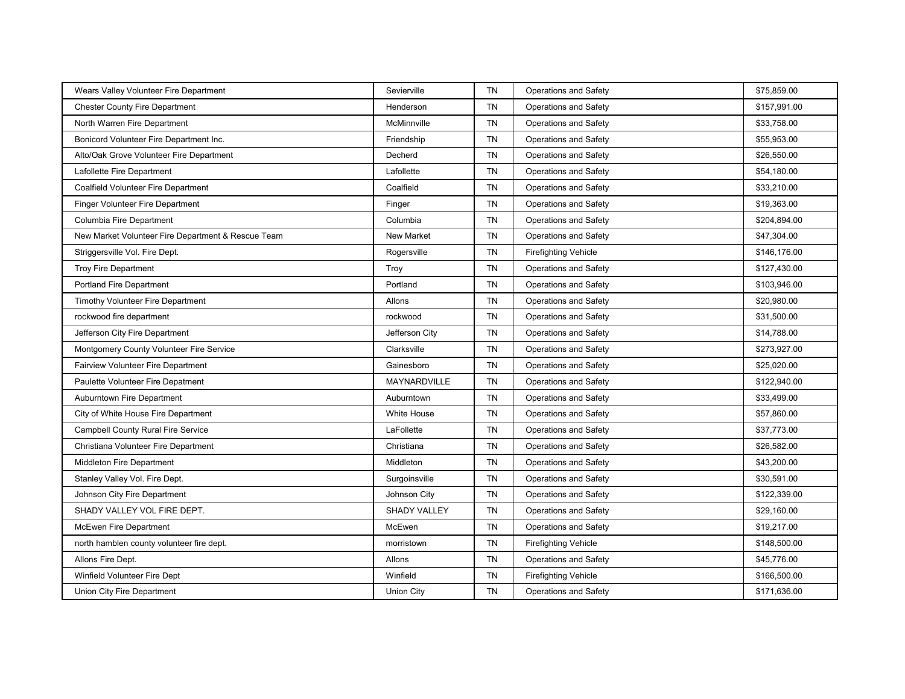| | | | | |
|---|---|---|---|---|
| Wears Valley Volunteer Fire Department | Sevierville | TN | Operations and Safety | $75,859.00 |
| Chester County Fire Department | Henderson | TN | Operations and Safety | $157,991.00 |
| North Warren Fire Department | McMinnville | TN | Operations and Safety | $33,758.00 |
| Bonicord Volunteer Fire Department Inc. | Friendship | TN | Operations and Safety | $55,953.00 |
| Alto/Oak Grove Volunteer Fire Department | Decherd | TN | Operations and Safety | $26,550.00 |
| Lafollette Fire Department | Lafollette | TN | Operations and Safety | $54,180.00 |
| Coalfield Volunteer Fire Department | Coalfield | TN | Operations and Safety | $33,210.00 |
| Finger Volunteer Fire Department | Finger | TN | Operations and Safety | $19,363.00 |
| Columbia Fire Department | Columbia | TN | Operations and Safety | $204,894.00 |
| New Market Volunteer Fire Department & Rescue Team | New Market | TN | Operations and Safety | $47,304.00 |
| Striggersville Vol. Fire Dept. | Rogersville | TN | Firefighting Vehicle | $146,176.00 |
| Troy Fire Department | Troy | TN | Operations and Safety | $127,430.00 |
| Portland Fire Department | Portland | TN | Operations and Safety | $103,946.00 |
| Timothy Volunteer Fire Department | Allons | TN | Operations and Safety | $20,980.00 |
| rockwood fire department | rockwood | TN | Operations and Safety | $31,500.00 |
| Jefferson City Fire Department | Jefferson City | TN | Operations and Safety | $14,788.00 |
| Montgomery County Volunteer Fire Service | Clarksville | TN | Operations and Safety | $273,927.00 |
| Fairview Volunteer Fire Department | Gainesboro | TN | Operations and Safety | $25,020.00 |
| Paulette Volunteer Fire Depatment | MAYNARDVILLE | TN | Operations and Safety | $122,940.00 |
| Auburntown Fire Department | Auburntown | TN | Operations and Safety | $33,499.00 |
| City of White House Fire Department | White House | TN | Operations and Safety | $57,860.00 |
| Campbell County Rural Fire Service | LaFollette | TN | Operations and Safety | $37,773.00 |
| Christiana Volunteer Fire Department | Christiana | TN | Operations and Safety | $26,582.00 |
| Middleton Fire Department | Middleton | TN | Operations and Safety | $43,200.00 |
| Stanley Valley Vol. Fire Dept. | Surgoinsville | TN | Operations and Safety | $30,591.00 |
| Johnson City Fire Department | Johnson City | TN | Operations and Safety | $122,339.00 |
| SHADY VALLEY VOL FIRE DEPT. | SHADY VALLEY | TN | Operations and Safety | $29,160.00 |
| McEwen Fire Department | McEwen | TN | Operations and Safety | $19,217.00 |
| north hamblen county volunteer fire dept. | morristown | TN | Firefighting Vehicle | $148,500.00 |
| Allons Fire Dept. | Allons | TN | Operations and Safety | $45,776.00 |
| Winfield Volunteer Fire Dept | Winfield | TN | Firefighting Vehicle | $166,500.00 |
| Union City Fire Department | Union City | TN | Operations and Safety | $171,636.00 |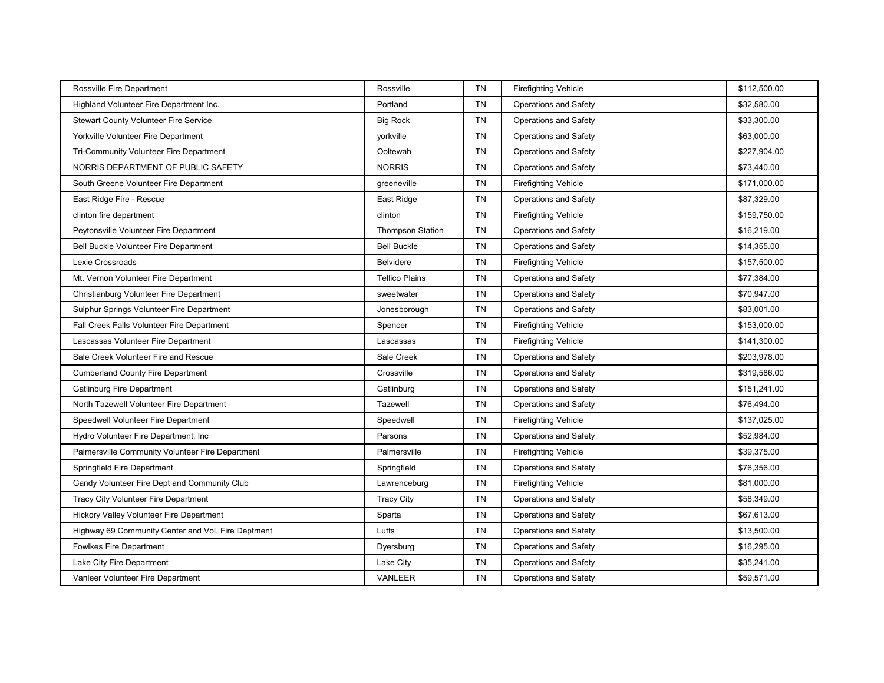| | | | | |
|---|---|---|---|---|
| Rossville Fire Department | Rossville | TN | Firefighting Vehicle | $112,500.00 |
| Highland Volunteer Fire Department Inc. | Portland | TN | Operations and Safety | $32,580.00 |
| Stewart County Volunteer Fire Service | Big Rock | TN | Operations and Safety | $33,300.00 |
| Yorkville Volunteer Fire Department | yorkville | TN | Operations and Safety | $63,000.00 |
| Tri-Community Volunteer Fire Department | Ooltewah | TN | Operations and Safety | $227,904.00 |
| NORRIS DEPARTMENT OF PUBLIC SAFETY | NORRIS | TN | Operations and Safety | $73,440.00 |
| South Greene Volunteer Fire Department | greeneville | TN | Firefighting Vehicle | $171,000.00 |
| East Ridge Fire - Rescue | East Ridge | TN | Operations and Safety | $87,329.00 |
| clinton fire department | clinton | TN | Firefighting Vehicle | $159,750.00 |
| Peytonsville Volunteer Fire Department | Thompson Station | TN | Operations and Safety | $16,219.00 |
| Bell Buckle Volunteer Fire Department | Bell Buckle | TN | Operations and Safety | $14,355.00 |
| Lexie Crossroads | Belvidere | TN | Firefighting Vehicle | $157,500.00 |
| Mt. Vernon Volunteer Fire Department | Tellico Plains | TN | Operations and Safety | $77,384.00 |
| Christianburg Volunteer Fire Department | sweetwater | TN | Operations and Safety | $70,947.00 |
| Sulphur Springs Volunteer Fire Department | Jonesborough | TN | Operations and Safety | $83,001.00 |
| Fall Creek Falls Volunteer Fire Department | Spencer | TN | Firefighting Vehicle | $153,000.00 |
| Lascassas Volunteer Fire Department | Lascassas | TN | Firefighting Vehicle | $141,300.00 |
| Sale Creek Volunteer Fire and Rescue | Sale Creek | TN | Operations and Safety | $203,978.00 |
| Cumberland County Fire Department | Crossville | TN | Operations and Safety | $319,586.00 |
| Gatlinburg Fire Department | Gatlinburg | TN | Operations and Safety | $151,241.00 |
| North Tazewell Volunteer Fire Department | Tazewell | TN | Operations and Safety | $76,494.00 |
| Speedwell Volunteer Fire Department | Speedwell | TN | Firefighting Vehicle | $137,025.00 |
| Hydro Volunteer Fire Department, Inc | Parsons | TN | Operations and Safety | $52,984.00 |
| Palmersville Community Volunteer Fire Department | Palmersville | TN | Firefighting Vehicle | $39,375.00 |
| Springfield Fire Department | Springfield | TN | Operations and Safety | $76,356.00 |
| Gandy Volunteer Fire Dept and Community Club | Lawrenceburg | TN | Firefighting Vehicle | $81,000.00 |
| Tracy City Volunteer Fire Department | Tracy City | TN | Operations and Safety | $58,349.00 |
| Hickory Valley Volunteer Fire Department | Sparta | TN | Operations and Safety | $67,613.00 |
| Highway 69 Community Center and Vol. Fire Deptment | Lutts | TN | Operations and Safety | $13,500.00 |
| Fowlkes Fire Department | Dyersburg | TN | Operations and Safety | $16,295.00 |
| Lake City Fire Department | Lake City | TN | Operations and Safety | $35,241.00 |
| Vanleer Volunteer Fire Department | VANLEER | TN | Operations and Safety | $59,571.00 |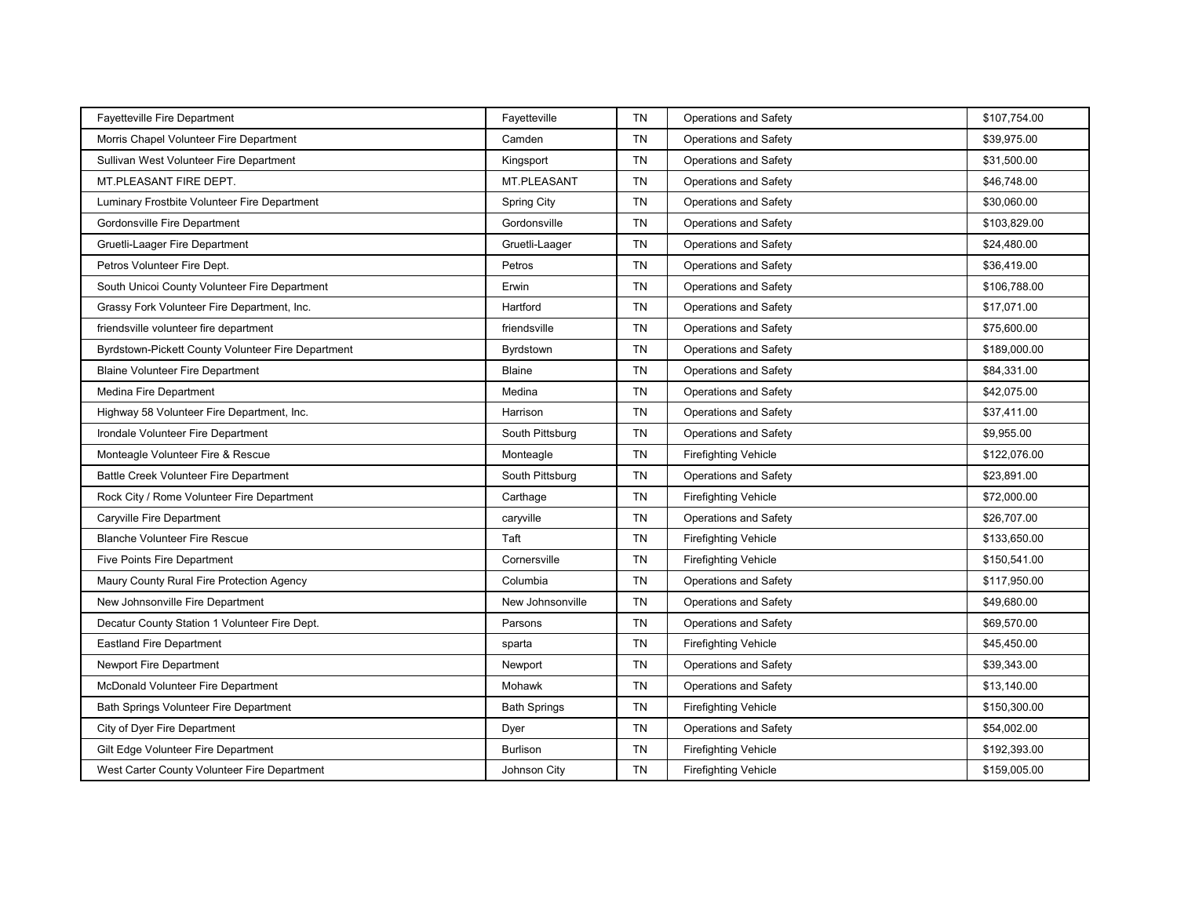| | | | | |
|---|---|---|---|---|
| Fayetteville Fire Department | Fayetteville | TN | Operations and Safety | $107,754.00 |
| Morris Chapel Volunteer Fire Department | Camden | TN | Operations and Safety | $39,975.00 |
| Sullivan West Volunteer Fire Department | Kingsport | TN | Operations and Safety | $31,500.00 |
| MT.PLEASANT FIRE DEPT. | MT.PLEASANT | TN | Operations and Safety | $46,748.00 |
| Luminary Frostbite Volunteer Fire Department | Spring City | TN | Operations and Safety | $30,060.00 |
| Gordonsville Fire Department | Gordonsville | TN | Operations and Safety | $103,829.00 |
| Gruetli-Laager Fire Department | Gruetli-Laager | TN | Operations and Safety | $24,480.00 |
| Petros Volunteer Fire Dept. | Petros | TN | Operations and Safety | $36,419.00 |
| South Unicoi County Volunteer Fire Department | Erwin | TN | Operations and Safety | $106,788.00 |
| Grassy Fork Volunteer Fire Department, Inc. | Hartford | TN | Operations and Safety | $17,071.00 |
| friendsville volunteer fire department | friendsville | TN | Operations and Safety | $75,600.00 |
| Byrdstown-Pickett County Volunteer Fire Department | Byrdstown | TN | Operations and Safety | $189,000.00 |
| Blaine Volunteer Fire Department | Blaine | TN | Operations and Safety | $84,331.00 |
| Medina Fire Department | Medina | TN | Operations and Safety | $42,075.00 |
| Highway 58 Volunteer Fire Department, Inc. | Harrison | TN | Operations and Safety | $37,411.00 |
| Irondale Volunteer Fire Department | South Pittsburg | TN | Operations and Safety | $9,955.00 |
| Monteagle Volunteer Fire & Rescue | Monteagle | TN | Firefighting Vehicle | $122,076.00 |
| Battle Creek Volunteer Fire Department | South Pittsburg | TN | Operations and Safety | $23,891.00 |
| Rock City / Rome Volunteer Fire Department | Carthage | TN | Firefighting Vehicle | $72,000.00 |
| Caryville Fire Department | caryville | TN | Operations and Safety | $26,707.00 |
| Blanche Volunteer Fire Rescue | Taft | TN | Firefighting Vehicle | $133,650.00 |
| Five Points Fire Department | Cornersville | TN | Firefighting Vehicle | $150,541.00 |
| Maury County Rural Fire Protection Agency | Columbia | TN | Operations and Safety | $117,950.00 |
| New Johnsonville Fire Department | New Johnsonville | TN | Operations and Safety | $49,680.00 |
| Decatur County Station 1 Volunteer Fire Dept. | Parsons | TN | Operations and Safety | $69,570.00 |
| Eastland Fire Department | sparta | TN | Firefighting Vehicle | $45,450.00 |
| Newport Fire Department | Newport | TN | Operations and Safety | $39,343.00 |
| McDonald Volunteer Fire Department | Mohawk | TN | Operations and Safety | $13,140.00 |
| Bath Springs Volunteer Fire Department | Bath Springs | TN | Firefighting Vehicle | $150,300.00 |
| City of Dyer Fire Department | Dyer | TN | Operations and Safety | $54,002.00 |
| Gilt Edge Volunteer Fire Department | Burlison | TN | Firefighting Vehicle | $192,393.00 |
| West Carter County Volunteer Fire Department | Johnson City | TN | Firefighting Vehicle | $159,005.00 |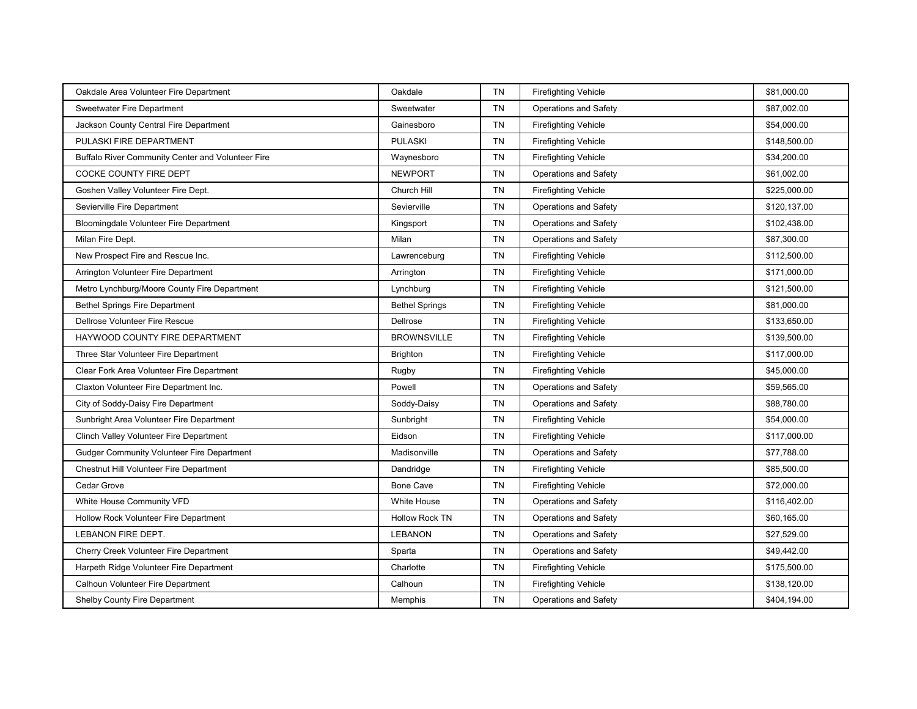| Oakdale Area Volunteer Fire Department | Oakdale | TN | Firefighting Vehicle | $81,000.00 |
|---|---|---|---|---|
| Sweetwater Fire Department | Sweetwater | TN | Operations and Safety | $87,002.00 |
| Jackson County Central Fire Department | Gainesboro | TN | Firefighting Vehicle | $54,000.00 |
| PULASKI FIRE DEPARTMENT | PULASKI | TN | Firefighting Vehicle | $148,500.00 |
| Buffalo River Community Center and Volunteer Fire | Waynesboro | TN | Firefighting Vehicle | $34,200.00 |
| COCKE COUNTY FIRE DEPT | NEWPORT | TN | Operations and Safety | $61,002.00 |
| Goshen Valley Volunteer Fire Dept. | Church Hill | TN | Firefighting Vehicle | $225,000.00 |
| Sevierville Fire Department | Sevierville | TN | Operations and Safety | $120,137.00 |
| Bloomingdale Volunteer Fire Department | Kingsport | TN | Operations and Safety | $102,438.00 |
| Milan Fire Dept. | Milan | TN | Operations and Safety | $87,300.00 |
| New Prospect Fire and Rescue Inc. | Lawrenceburg | TN | Firefighting Vehicle | $112,500.00 |
| Arrington Volunteer Fire Department | Arrington | TN | Firefighting Vehicle | $171,000.00 |
| Metro Lynchburg/Moore County Fire Department | Lynchburg | TN | Firefighting Vehicle | $121,500.00 |
| Bethel Springs Fire Department | Bethel Springs | TN | Firefighting Vehicle | $81,000.00 |
| Dellrose Volunteer Fire Rescue | Dellrose | TN | Firefighting Vehicle | $133,650.00 |
| HAYWOOD COUNTY FIRE DEPARTMENT | BROWNSVILLE | TN | Firefighting Vehicle | $139,500.00 |
| Three Star Volunteer Fire Department | Brighton | TN | Firefighting Vehicle | $117,000.00 |
| Clear Fork Area Volunteer Fire Department | Rugby | TN | Firefighting Vehicle | $45,000.00 |
| Claxton Volunteer Fire Department Inc. | Powell | TN | Operations and Safety | $59,565.00 |
| City of Soddy-Daisy Fire Department | Soddy-Daisy | TN | Operations and Safety | $88,780.00 |
| Sunbright Area Volunteer Fire Department | Sunbright | TN | Firefighting Vehicle | $54,000.00 |
| Clinch Valley Volunteer Fire Department | Eidson | TN | Firefighting Vehicle | $117,000.00 |
| Gudger Community Volunteer Fire Department | Madisonville | TN | Operations and Safety | $77,788.00 |
| Chestnut Hill Volunteer Fire Department | Dandridge | TN | Firefighting Vehicle | $85,500.00 |
| Cedar Grove | Bone Cave | TN | Firefighting Vehicle | $72,000.00 |
| White House Community VFD | White House | TN | Operations and Safety | $116,402.00 |
| Hollow Rock Volunteer Fire Department | Hollow Rock TN | TN | Operations and Safety | $60,165.00 |
| LEBANON FIRE DEPT. | LEBANON | TN | Operations and Safety | $27,529.00 |
| Cherry Creek Volunteer Fire Department | Sparta | TN | Operations and Safety | $49,442.00 |
| Harpeth Ridge Volunteer Fire Department | Charlotte | TN | Firefighting Vehicle | $175,500.00 |
| Calhoun Volunteer Fire Department | Calhoun | TN | Firefighting Vehicle | $138,120.00 |
| Shelby County Fire Department | Memphis | TN | Operations and Safety | $404,194.00 |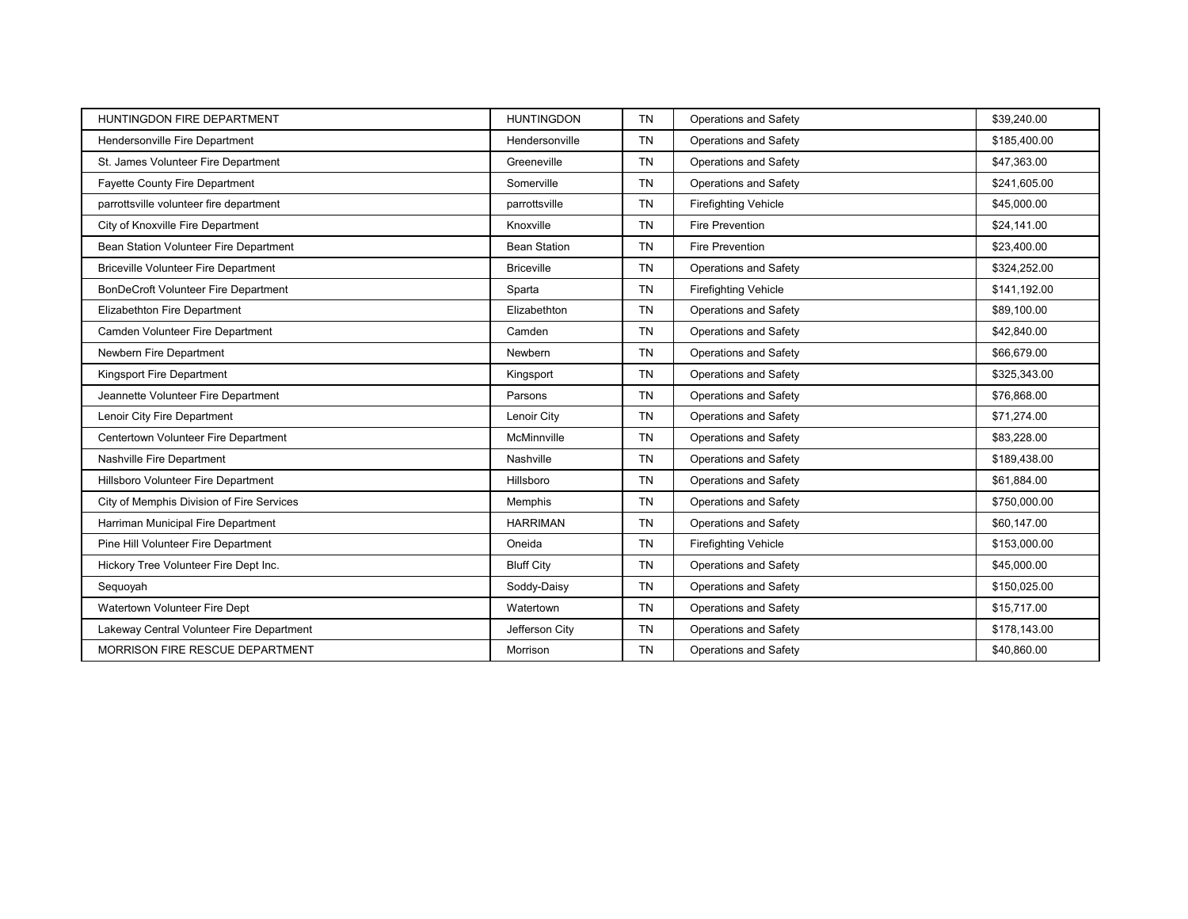| | | | | |
|---|---|---|---|---|
| HUNTINGDON FIRE DEPARTMENT | HUNTINGDON | TN | Operations and Safety | $39,240.00 |
| Hendersonville Fire Department | Hendersonville | TN | Operations and Safety | $185,400.00 |
| St. James Volunteer Fire Department | Greeneville | TN | Operations and Safety | $47,363.00 |
| Fayette County Fire Department | Somerville | TN | Operations and Safety | $241,605.00 |
| parrottsville volunteer fire department | parrottsville | TN | Firefighting Vehicle | $45,000.00 |
| City of Knoxville Fire Department | Knoxville | TN | Fire Prevention | $24,141.00 |
| Bean Station Volunteer Fire Department | Bean Station | TN | Fire Prevention | $23,400.00 |
| Briceville Volunteer Fire Department | Briceville | TN | Operations and Safety | $324,252.00 |
| BonDeCroft Volunteer Fire Department | Sparta | TN | Firefighting Vehicle | $141,192.00 |
| Elizabethton Fire Department | Elizabethton | TN | Operations and Safety | $89,100.00 |
| Camden Volunteer Fire Department | Camden | TN | Operations and Safety | $42,840.00 |
| Newbern Fire Department | Newbern | TN | Operations and Safety | $66,679.00 |
| Kingsport Fire Department | Kingsport | TN | Operations and Safety | $325,343.00 |
| Jeannette Volunteer Fire Department | Parsons | TN | Operations and Safety | $76,868.00 |
| Lenoir City Fire Department | Lenoir City | TN | Operations and Safety | $71,274.00 |
| Centertown Volunteer Fire Department | McMinnville | TN | Operations and Safety | $83,228.00 |
| Nashville Fire Department | Nashville | TN | Operations and Safety | $189,438.00 |
| Hillsboro Volunteer Fire Department | Hillsboro | TN | Operations and Safety | $61,884.00 |
| City of Memphis Division of Fire Services | Memphis | TN | Operations and Safety | $750,000.00 |
| Harriman Municipal Fire Department | HARRIMAN | TN | Operations and Safety | $60,147.00 |
| Pine Hill Volunteer Fire Department | Oneida | TN | Firefighting Vehicle | $153,000.00 |
| Hickory Tree Volunteer Fire Dept Inc. | Bluff City | TN | Operations and Safety | $45,000.00 |
| Sequoyah | Soddy-Daisy | TN | Operations and Safety | $150,025.00 |
| Watertown Volunteer Fire Dept | Watertown | TN | Operations and Safety | $15,717.00 |
| Lakeway Central Volunteer Fire Department | Jefferson City | TN | Operations and Safety | $178,143.00 |
| MORRISON FIRE RESCUE DEPARTMENT | Morrison | TN | Operations and Safety | $40,860.00 |